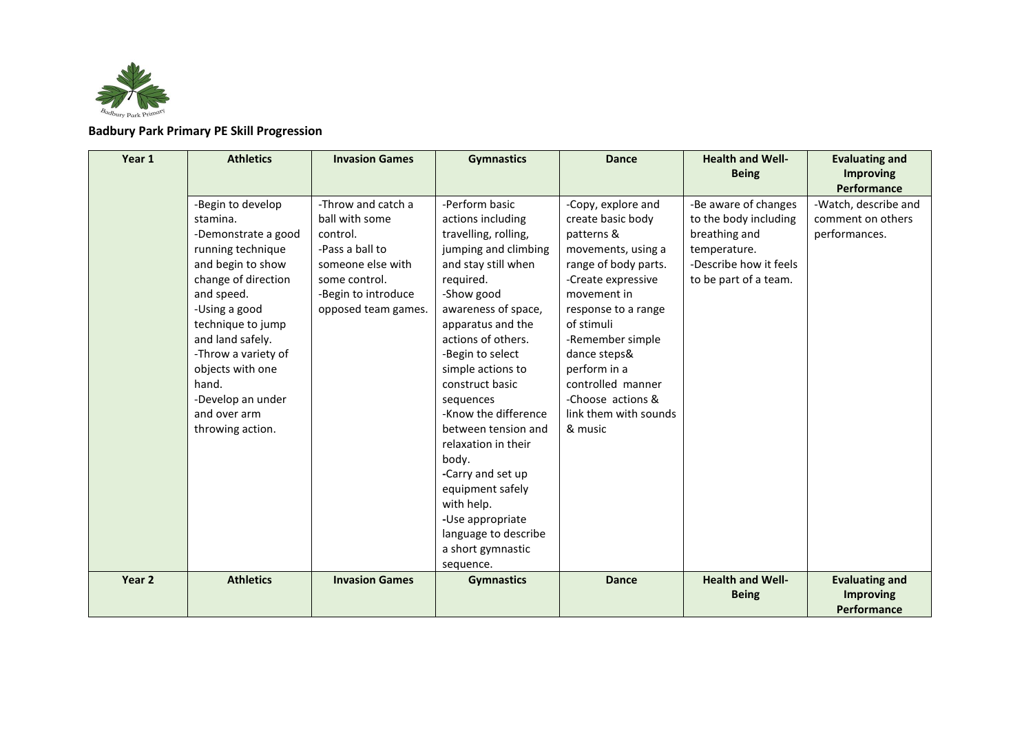**Badbury Park Primary PE Skill Progression**

| Year 1 | Athletics | Invasion Games | Gymnastics | Dance | Health and Well-Being | Evaluating and Improving Performance |
|---|---|---|---|---|---|---|
| | -Begin to develop stamina.<br>-Demonstrate a good running technique and begin to show change of direction and speed.<br>-Using a good technique to jump and land safely.<br>-Throw a variety of objects with one hand.<br>-Develop an under and over arm throwing action. | -Throw and catch a ball with some control.<br>-Pass a ball to someone else with some control.<br>-Begin to introduce opposed team games. | -Perform basic actions including travelling, rolling, jumping and climbing and stay still when required.<br>-Show good awareness of space, apparatus and the actions of others.<br>-Begin to select simple actions to construct basic sequences<br>-Know the difference between tension and relaxation in their body.<br>-Carry and set up equipment safely with help.<br>-Use appropriate language to describe a short gymnastic sequence. | -Copy, explore and create basic body patterns & movements, using a range of body parts.<br>-Create expressive movement in response to a range of stimuli<br>-Remember simple dance steps& perform in a controlled manner<br>-Choose actions & link them with sounds & music | -Be aware of changes to the body including breathing and temperature.<br>-Describe how it feels to be part of a team. | -Watch, describe and comment on others performances. |
| **Year 2** | **Athletics** | **Invasion Games** | **Gymnastics** | **Dance** | **Health and Well-Being** | **Evaluating and Improving Performance** |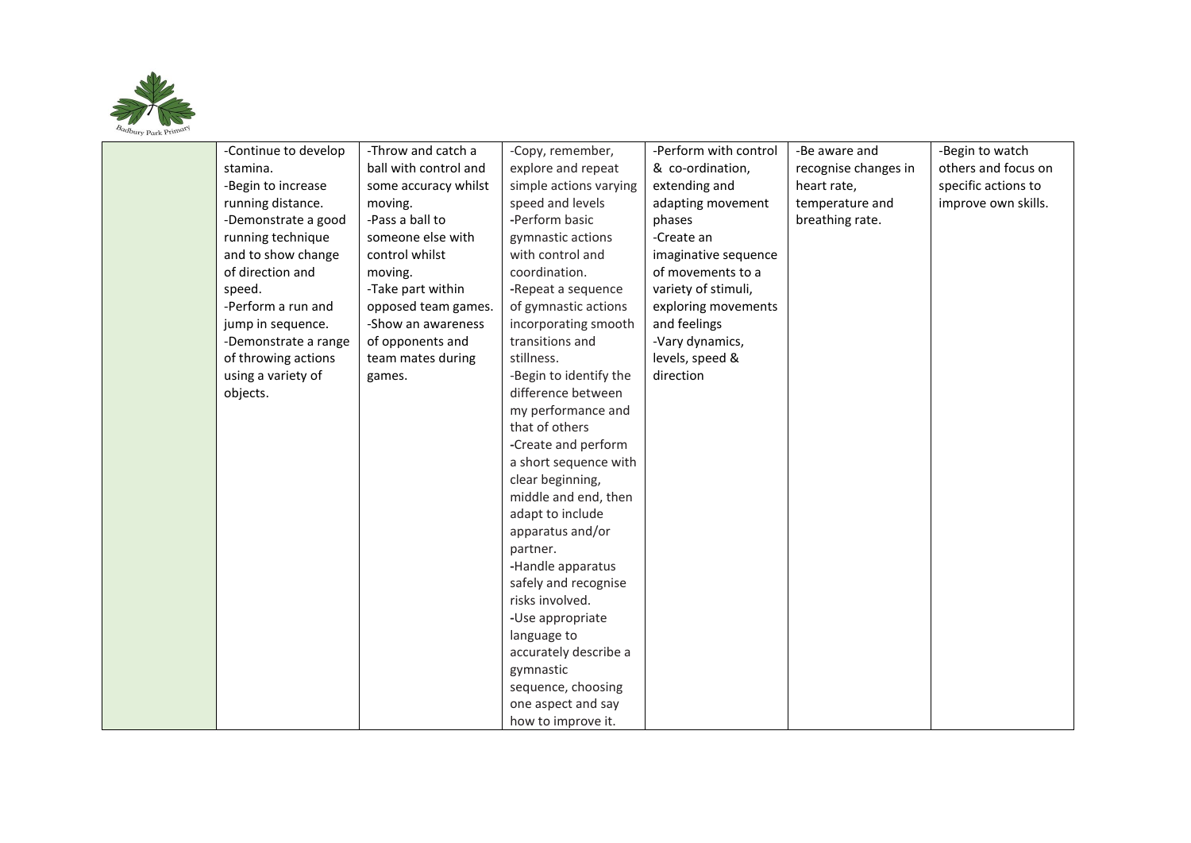|  |  |  |  |  |  |  |
|---|---|---|---|---|---|---|
|  | -Continue to develop stamina.<br>-Begin to increase running distance.<br>-Demonstrate a good running technique and to show change of direction and speed.<br>-Perform a run and jump in sequence.<br>-Demonstrate a range of throwing actions using a variety of objects. | -Throw and catch a ball with control and some accuracy whilst moving.<br>-Pass a ball to someone else with control whilst moving.<br>-Take part within opposed team games.<br>-Show an awareness of opponents and team mates during games. | -Copy, remember, explore and repeat simple actions varying speed and levels<br>-Perform basic gymnastic actions with control and coordination.<br>-Repeat a sequence of gymnastic actions incorporating smooth transitions and stillness.<br>-Begin to identify the difference between my performance and that of others<br>-Create and perform a short sequence with clear beginning, middle and end, then adapt to include apparatus and/or partner.<br>-Handle apparatus safely and recognise risks involved.<br>-Use appropriate language to accurately describe a gymnastic sequence, choosing one aspect and say how to improve it. | -Perform with control & co-ordination, extending and adapting movement phases<br>-Create an imaginative sequence of movements to a variety of stimuli, exploring movements and feelings<br>-Vary dynamics, levels, speed & direction | -Be aware and recognise changes in heart rate, temperature and breathing rate. | -Begin to watch others and focus on specific actions to improve own skills. |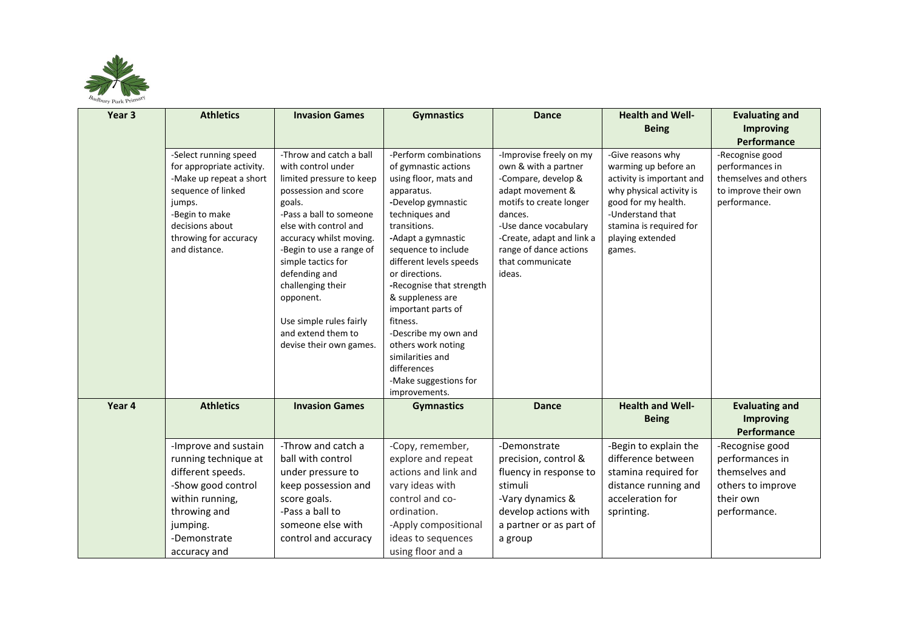| Year 3 | Athletics | Invasion Games | Gymnastics | Dance | Health and Well-Being | Evaluating and Improving Performance |
|---|---|---|---|---|---|---|
| | -Select running speed for appropriate activity.<br>-Make up repeat a short sequence of linked jumps.<br>-Begin to make decisions about throwing for accuracy and distance. | -Throw and catch a ball with control under limited pressure to keep possession and score goals.<br>-Pass a ball to someone else with control and accuracy whilst moving.<br>-Begin to use a range of simple tactics for defending and challenging their opponent.<br><br>Use simple rules fairly and extend them to devise their own games. | -Perform combinations of gymnastic actions using floor, mats and apparatus.<br>-Develop gymnastic techniques and transitions.<br>-Adapt a gymnastic sequence to include different levels speeds or directions.<br>-Recognise that strength & suppleness are important parts of fitness.<br>-Describe my own and others work noting similarities and differences<br>-Make suggestions for improvements. | -Improvise freely on my own & with a partner<br>-Compare, develop & adapt movement & motifs to create longer dances.<br>-Use dance vocabulary<br>-Create, adapt and link a range of dance actions that communicate ideas. | -Give reasons why warming up before an activity is important and why physical activity is good for my health.<br>-Understand that stamina is required for playing extended games. | -Recognise good performances in themselves and others to improve their own performance. |
| **Year 4** | **Athletics** | **Invasion Games** | **Gymnastics** | **Dance** | **Health and Well-Being** | **Evaluating and Improving Performance** |
| | -Improve and sustain running technique at different speeds.<br>-Show good control within running, throwing and jumping.<br>-Demonstrate accuracy and | -Throw and catch a ball with control under pressure to keep possession and score goals.<br>-Pass a ball to someone else with control and accuracy | -Copy, remember, explore and repeat actions and link and vary ideas with control and co-ordination.<br>-Apply compositional ideas to sequences using floor and a | -Demonstrate precision, control & fluency in response to stimuli<br>-Vary dynamics & develop actions with a partner or as part of a group | -Begin to explain the difference between stamina required for distance running and acceleration for sprinting. | -Recognise good performances in themselves and others to improve their own performance. |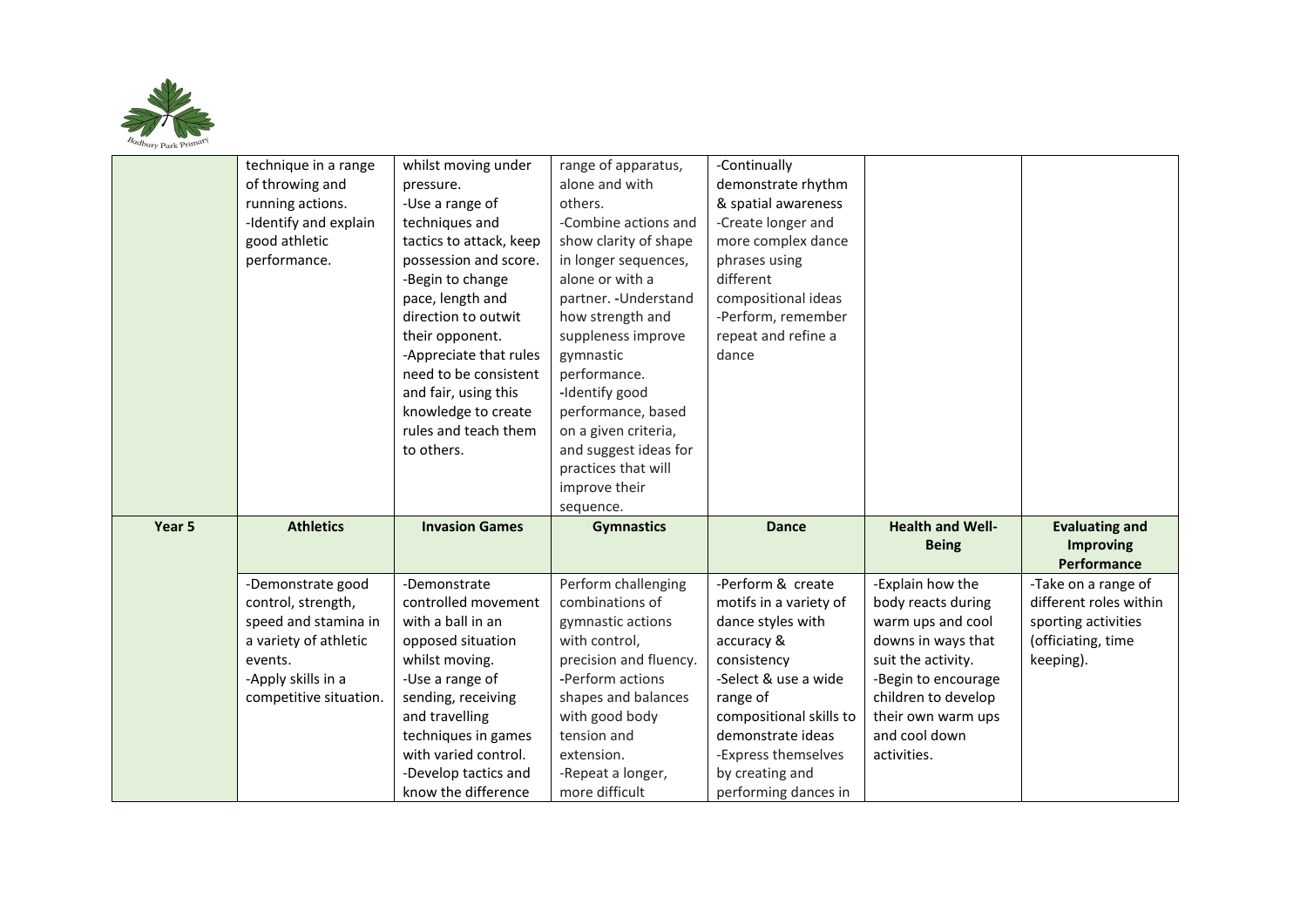| | | | | | | |
|---|---|---|---|---|---|---|
| | technique in a range of throwing and running actions.<br>-Identify and explain good athletic performance. | whilst moving under pressure.<br>-Use a range of techniques and tactics to attack, keep possession and score.<br>-Begin to change pace, length and direction to outwit their opponent.<br>-Appreciate that rules need to be consistent and fair, using this knowledge to create rules and teach them to others. | range of apparatus, alone and with others.<br>-Combine actions and show clarity of shape in longer sequences, alone or with a partner. -Understand how strength and suppleness improve gymnastic performance.<br>-Identify good performance, based on a given criteria, and suggest ideas for practices that will improve their sequence. | -Continually demonstrate rhythm & spatial awareness<br>-Create longer and more complex dance phrases using different compositional ideas<br>-Perform, remember repeat and refine a dance | | |
| **Year 5** | **Athletics** | **Invasion Games** | **Gymnastics** | **Dance** | **Health and Well-Being** | **Evaluating and Improving Performance** |
| | -Demonstrate good control, strength, speed and stamina in a variety of athletic events.<br>-Apply skills in a competitive situation. | -Demonstrate controlled movement with a ball in an opposed situation whilst moving.<br>-Use a range of sending, receiving and travelling techniques in games with varied control.<br>-Develop tactics and know the difference | Perform challenging combinations of gymnastic actions with control, precision and fluency.<br>-Perform actions shapes and balances with good body tension and extension.<br>-Repeat a longer, more difficult | -Perform & create motifs in a variety of dance styles with accuracy & consistency<br>-Select & use a wide range of compositional skills to demonstrate ideas<br>-Express themselves by creating and performing dances in | -Explain how the body reacts during warm ups and cool downs in ways that suit the activity.<br>-Begin to encourage children to develop their own warm ups and cool down activities. | -Take on a range of different roles within sporting activities (officiating, time keeping). |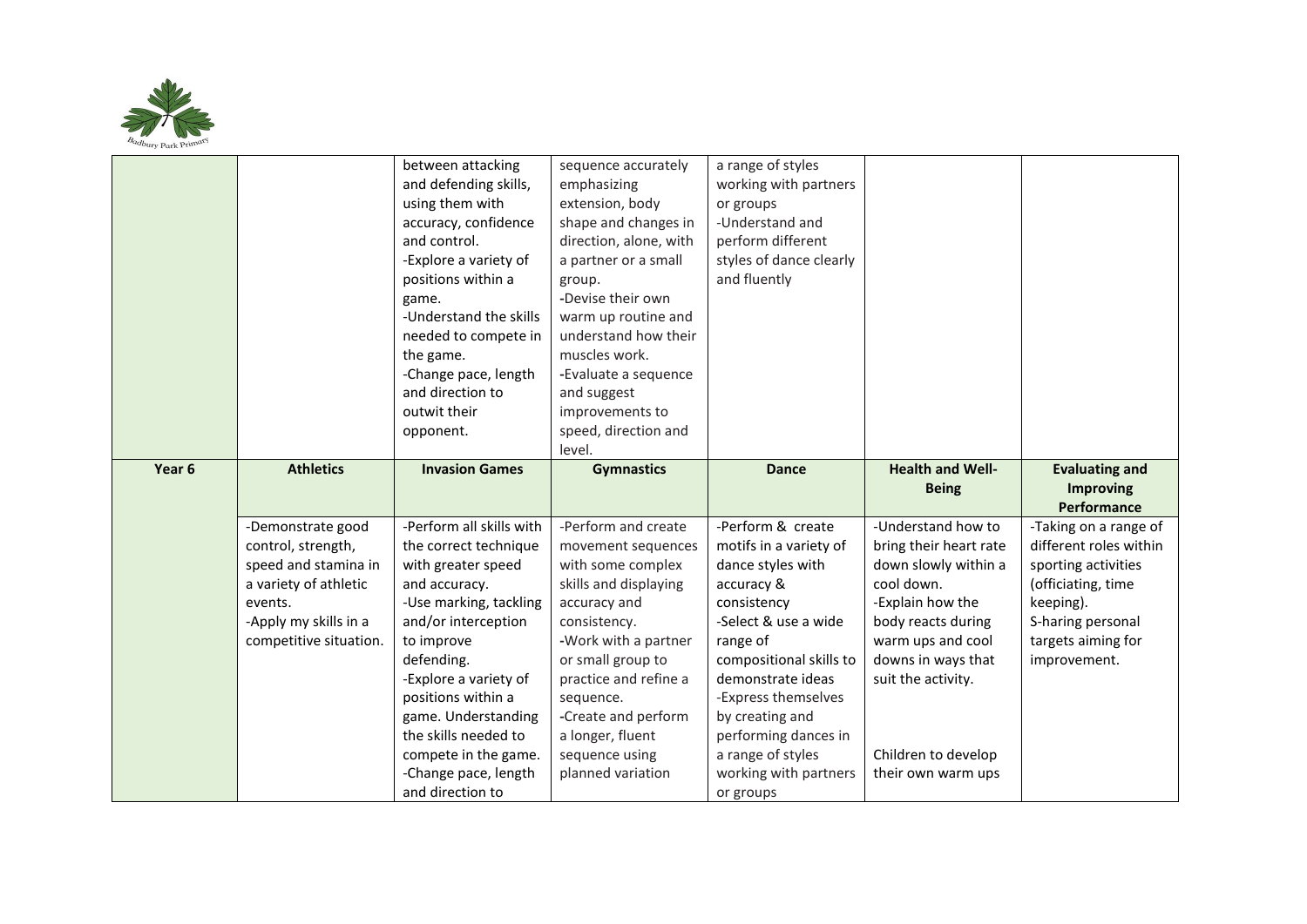| | | | | | | |
|---|---|---|---|---|---|---|
| | | between attacking and defending skills, using them with accuracy, confidence and control.<br>-Explore a variety of positions within a game.<br>-Understand the skills needed to compete in the game.<br>-Change pace, length and direction to outwit their opponent. | sequence accurately emphasizing extension, body shape and changes in direction, alone, with a partner or a small group.<br>-Devise their own warm up routine and understand how their muscles work.<br>-Evaluate a sequence and suggest improvements to speed, direction and level. | a range of styles working with partners or groups<br>-Understand and perform different styles of dance clearly and fluently | | |
| **Year 6** | **Athletics** | **Invasion Games** | **Gymnastics** | **Dance** | **Health and Well-Being** | **Evaluating and Improving Performance** |
| | -Demonstrate good control, strength, speed and stamina in a variety of athletic events.<br>-Apply my skills in a competitive situation. | -Perform all skills with the correct technique with greater speed and accuracy.<br>-Use marking, tackling and/or interception to improve defending.<br>-Explore a variety of positions within a game. Understanding the skills needed to compete in the game.<br>-Change pace, length and direction to | -Perform and create movement sequences with some complex skills and displaying accuracy and consistency.<br>-Work with a partner or small group to practice and refine a sequence.<br>-Create and perform a longer, fluent sequence using planned variation | -Perform & create motifs in a variety of dance styles with accuracy & consistency<br>-Select & use a wide range of compositional skills to demonstrate ideas<br>-Express themselves by creating and performing dances in a range of styles working with partners or groups | -Understand how to bring their heart rate down slowly within a cool down.<br>-Explain how the body reacts during warm ups and cool downs in ways that suit the activity.<br><br>Children to develop their own warm ups | -Taking on a range of different roles within sporting activities (officiating, time keeping).<br>S-haring personal targets aiming for improvement. |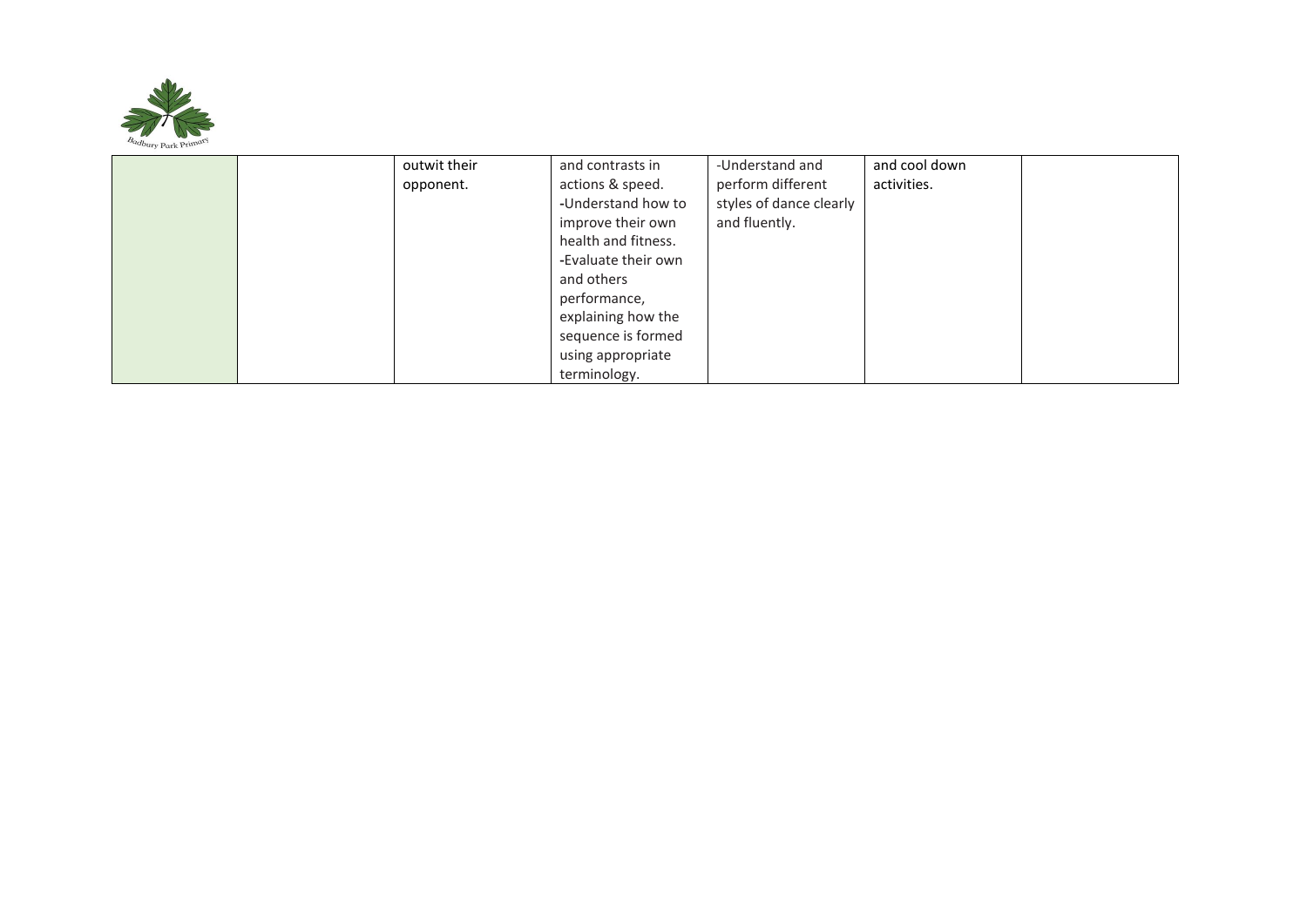| | | | | | | |
|---|---|---|---|---|---|---|
| | | outwit their opponent. | and contrasts in actions & speed.<br>-Understand how to improve their own health and fitness.<br>-Evaluate their own and others performance, explaining how the sequence is formed using appropriate terminology. | -Understand and perform different styles of dance clearly and fluently. | and cool down activities. | |